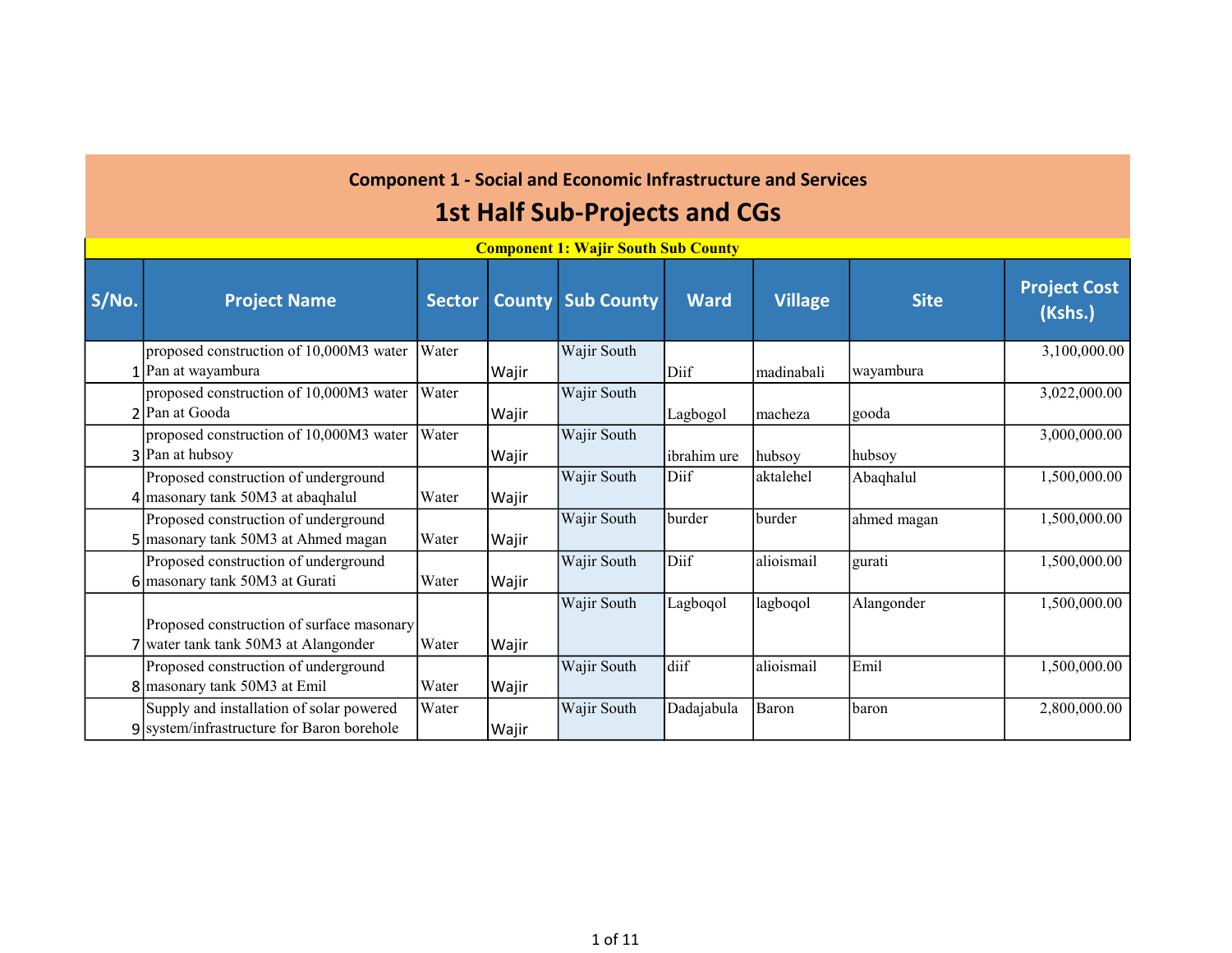## Component 1 - Social and Economic Infrastructure and Services

# 1st Half Sub-Projects and CGs

**Component 1: Wajir South Sub County**

| S/No. | Project Name | Sector | County | Sub County | Ward | Village | Site | Project Cost (Kshs.) |
|---|---|---|---|---|---|---|---|---|
| 1 | proposed construction of 10,000M3 water Pan at wayambura | Water | Wajir | Wajir South | Diif | madinabali | wayambura | 3,100,000.00 |
| 2 | proposed construction of 10,000M3 water Pan at Gooda | Water | Wajir | Wajir South | Lagbogol | macheza | gooda | 3,022,000.00 |
| 3 | proposed construction of 10,000M3 water Pan at hubsoy | Water | Wajir | Wajir South | ibrahim ure | hubsoy | hubsoy | 3,000,000.00 |
| 4 | Proposed construction of underground masonary tank 50M3 at abaqhalul | Water | Wajir | Wajir South | Diif | aktalehel | Abaqhalul | 1,500,000.00 |
| 5 | Proposed construction of underground masonary tank 50M3 at Ahmed magan | Water | Wajir | Wajir South | burder | burder | ahmed magan | 1,500,000.00 |
| 6 | Proposed construction of underground masonary tank 50M3 at Gurati | Water | Wajir | Wajir South | Diif | alioismail | gurati | 1,500,000.00 |
| 7 | Proposed construction of surface masonary water tank tank 50M3 at Alangonder | Water | Wajir | Wajir South | Lagboqol | lagboqol | Alangonder | 1,500,000.00 |
| 8 | Proposed construction of underground masonary tank 50M3 at Emil | Water | Wajir | Wajir South | diif | alioismail | Emil | 1,500,000.00 |
| 9 | Supply and installation of solar powered system/infrastructure for Baron borehole | Water | Wajir | Wajir South | Dadajabula | Baron | baron | 2,800,000.00 |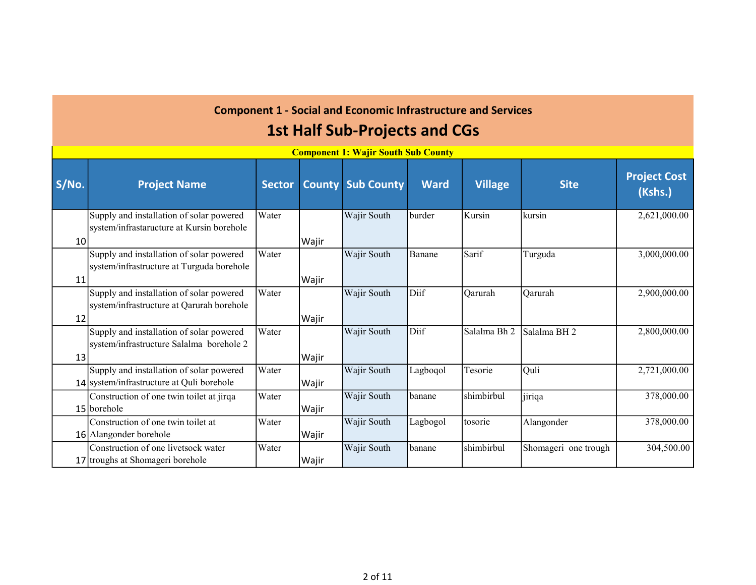## Component 1 - Social and Economic Infrastructure and Services

# 1st Half Sub-Projects and CGs

**Component 1: Wajir South Sub County**

| S/No. | Project Name | Sector | County | Sub County | Ward | Village | Site | Project Cost (Kshs.) |
|---|---|---|---|---|---|---|---|---|
| 10 | Supply and installation of solar powered system/infrastaructure at Kursin borehole | Water | Wajir | Wajir South | burder | Kursin | kursin | 2,621,000.00 |
| 11 | Supply and installation of solar powered system/infrastructure at Turguda borehole | Water | Wajir | Wajir South | Banane | Sarif | Turguda | 3,000,000.00 |
| 12 | Supply and installation of solar powered system/infrastructure at Qarurah borehole | Water | Wajir | Wajir South | Diif | Qarurah | Qarurah | 2,900,000.00 |
| 13 | Supply and installation of solar powered system/infrastructure Salalma borehole 2 | Water | Wajir | Wajir South | Diif | Salalma Bh 2 | Salalma BH 2 | 2,800,000.00 |
| 14 | Supply and installation of solar powered system/infrastructure at Quli borehole | Water | Wajir | Wajir South | Lagboqol | Tesorie | Quli | 2,721,000.00 |
| 15 | Construction of one twin toilet at jirqa borehole | Water | Wajir | Wajir South | banane | shimbirbul | jiriqa | 378,000.00 |
| 16 | Construction of one twin toilet at Alangonder borehole | Water | Wajir | Wajir South | Lagbogol | tosorie | Alangonder | 378,000.00 |
| 17 | Construction of one livetsock water troughs at Shomageri borehole | Water | Wajir | Wajir South | banane | shimbirbul | Shomageri one trough | 304,500.00 |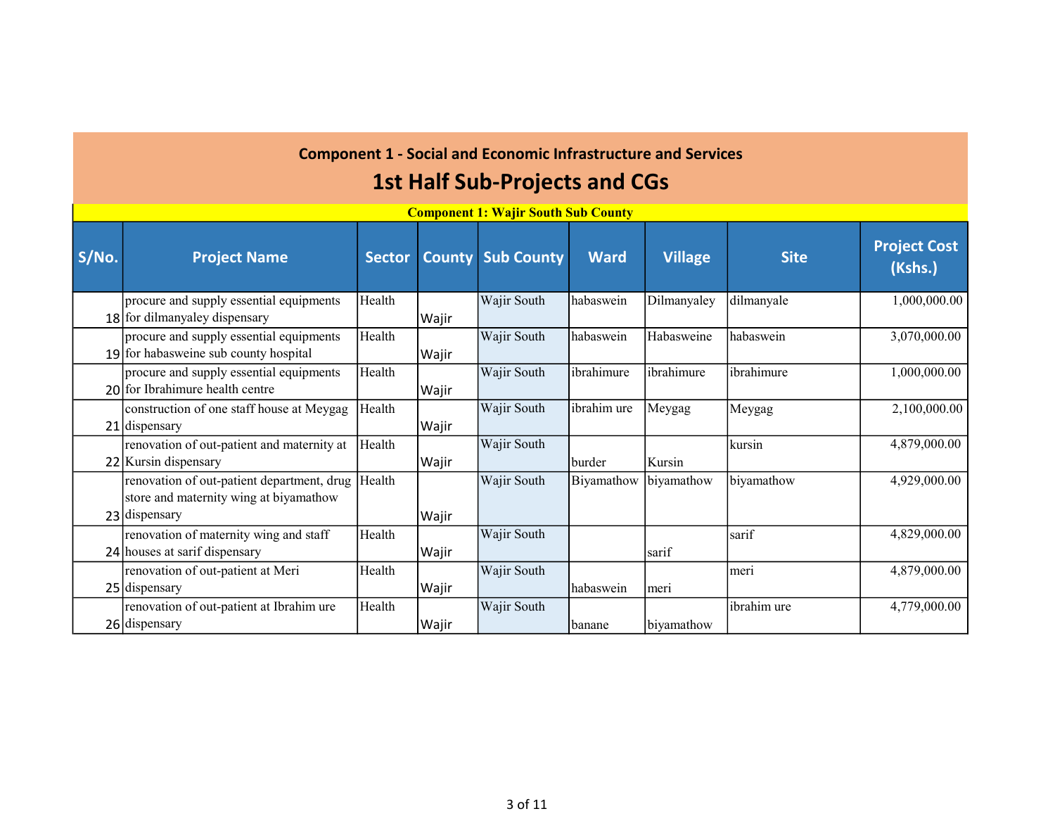## Component 1 - Social and Economic Infrastructure and Services

# 1st Half Sub-Projects and CGs

**Component 1: Wajir South Sub County**

| S/No. | Project Name | Sector | County | Sub County | Ward | Village | Site | Project Cost (Kshs.) |
|---|---|---|---|---|---|---|---|---|
| 18 | procure and supply essential equipments for dilmanyaley dispensary | Health | Wajir | Wajir South | habaswein | Dilmanyaley | dilmanyale | 1,000,000.00 |
| 19 | procure and supply essential equipments for habasweine sub county hospital | Health | Wajir | Wajir South | habaswein | Habasweine | habaswein | 3,070,000.00 |
| 20 | procure and supply essential equipments for Ibrahimure health centre | Health | Wajir | Wajir South | ibrahimure | ibrahimure | ibrahimure | 1,000,000.00 |
| 21 | construction of one staff house at Meygag dispensary | Health | Wajir | Wajir South | ibrahim ure | Meygag | Meygag | 2,100,000.00 |
| 22 | renovation of out-patient and maternity at Kursin dispensary | Health | Wajir | Wajir South | burder | Kursin | kursin | 4,879,000.00 |
| 23 | renovation of out-patient department, drug store and maternity wing at biyamathow dispensary | Health | Wajir | Wajir South | Biyamathow | biyamathow | biyamathow | 4,929,000.00 |
| 24 | renovation of maternity wing and staff houses at sarif dispensary | Health | Wajir | Wajir South | | sarif | sarif | 4,829,000.00 |
| 25 | renovation of out-patient at Meri dispensary | Health | Wajir | Wajir South | habaswein | meri | meri | 4,879,000.00 |
| 26 | renovation of out-patient at Ibrahim ure dispensary | Health | Wajir | Wajir South | banane | biyamathow | ibrahim ure | 4,779,000.00 |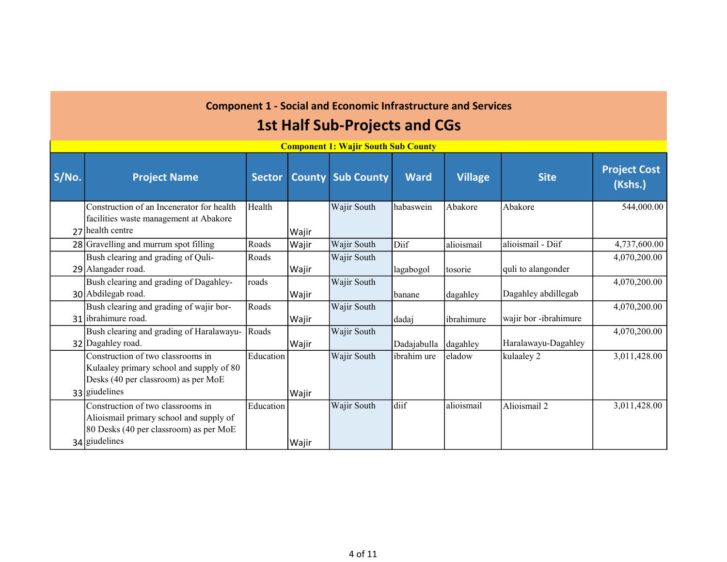## Component 1 - Social and Economic Infrastructure and Services

# 1st Half Sub-Projects and CGs

**Component 1: Wajir South Sub County**

| S/No. | Project Name | Sector | County | Sub County | Ward | Village | Site | Project Cost (Kshs.) |
|---|---|---|---|---|---|---|---|---|
| 27 | Construction of an Incenerator for health facilities waste management at Abakore health centre | Health | Wajir | Wajir South | habaswein | Abakore | Abakore | 544,000.00 |
| 28 | Gravelling and murrum spot filling | Roads | Wajir | Wajir South | Diif | alioismail | alioismail - Diif | 4,737,600.00 |
| 29 | Bush clearing and grading of Quli-Alangader road. | Roads | Wajir | Wajir South | lagabogol | tosorie | quli to alangonder | 4,070,200.00 |
| 30 | Bush clearing and grading of Dagahley-Abdilegab road. | roads | Wajir | Wajir South | banane | dagahley | Dagahley abdillegab | 4,070,200.00 |
| 31 | Bush clearing and grading of wajir bor-ibrahimure road. | Roads | Wajir | Wajir South | dadaj | ibrahimure | wajir bor -ibrahimure | 4,070,200.00 |
| 32 | Bush clearing and grading of Haralawayu-Dagahley road. | Roads | Wajir | Wajir South | Dadajabulla | dagahley | Haralawayu-Dagahley | 4,070,200.00 |
| 33 | Construction of two classrooms in Kulaaley primary school and supply of 80 Desks (40 per classroom) as per MoE giudelines | Education | Wajir | Wajir South | ibrahim ure | eladow | kulaaley 2 | 3,011,428.00 |
| 34 | Construction of two classrooms in Alioismail primary school and supply of 80 Desks (40 per classroom) as per MoE giudelines | Education | Wajir | Wajir South | diif | alioismail | Alioismail 2 | 3,011,428.00 |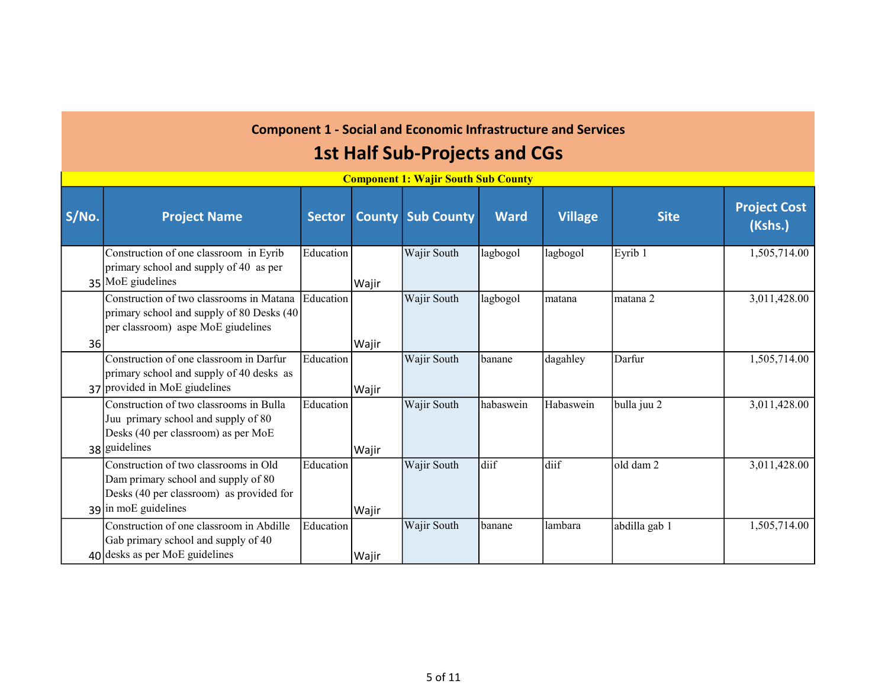## Component 1 - Social and Economic Infrastructure and Services

# 1st Half Sub-Projects and CGs

**Component 1: Wajir South Sub County**

| S/No. | Project Name | Sector | County | Sub County | Ward | Village | Site | Project Cost (Kshs.) |
|---|---|---|---|---|---|---|---|---|
| 35 | Construction of one classroom in Eyrib primary school and supply of 40 as per MoE giudelines | Education | Wajir | Wajir South | lagbogol | lagbogol | Eyrib 1 | 1,505,714.00 |
| 36 | Construction of two classrooms in Matana primary school and supply of 80 Desks (40 per classroom) aspe MoE giudelines | Education | Wajir | Wajir South | lagbogol | matana | matana 2 | 3,011,428.00 |
| 37 | Construction of one classroom in Darfur primary school and supply of 40 desks as provided in MoE giudelines | Education | Wajir | Wajir South | banane | dagahley | Darfur | 1,505,714.00 |
| 38 | Construction of two classrooms in Bulla Juu primary school and supply of 80 Desks (40 per classroom) as per MoE guidelines | Education | Wajir | Wajir South | habaswein | Habaswein | bulla juu 2 | 3,011,428.00 |
| 39 | Construction of two classrooms in Old Dam primary school and supply of 80 Desks (40 per classroom) as provided for in moE guidelines | Education | Wajir | Wajir South | diif | diif | old dam 2 | 3,011,428.00 |
| 40 | Construction of one classroom in Abdille Gab primary school and supply of 40 desks as per MoE guidelines | Education | Wajir | Wajir South | banane | lambara | abdilla gab 1 | 1,505,714.00 |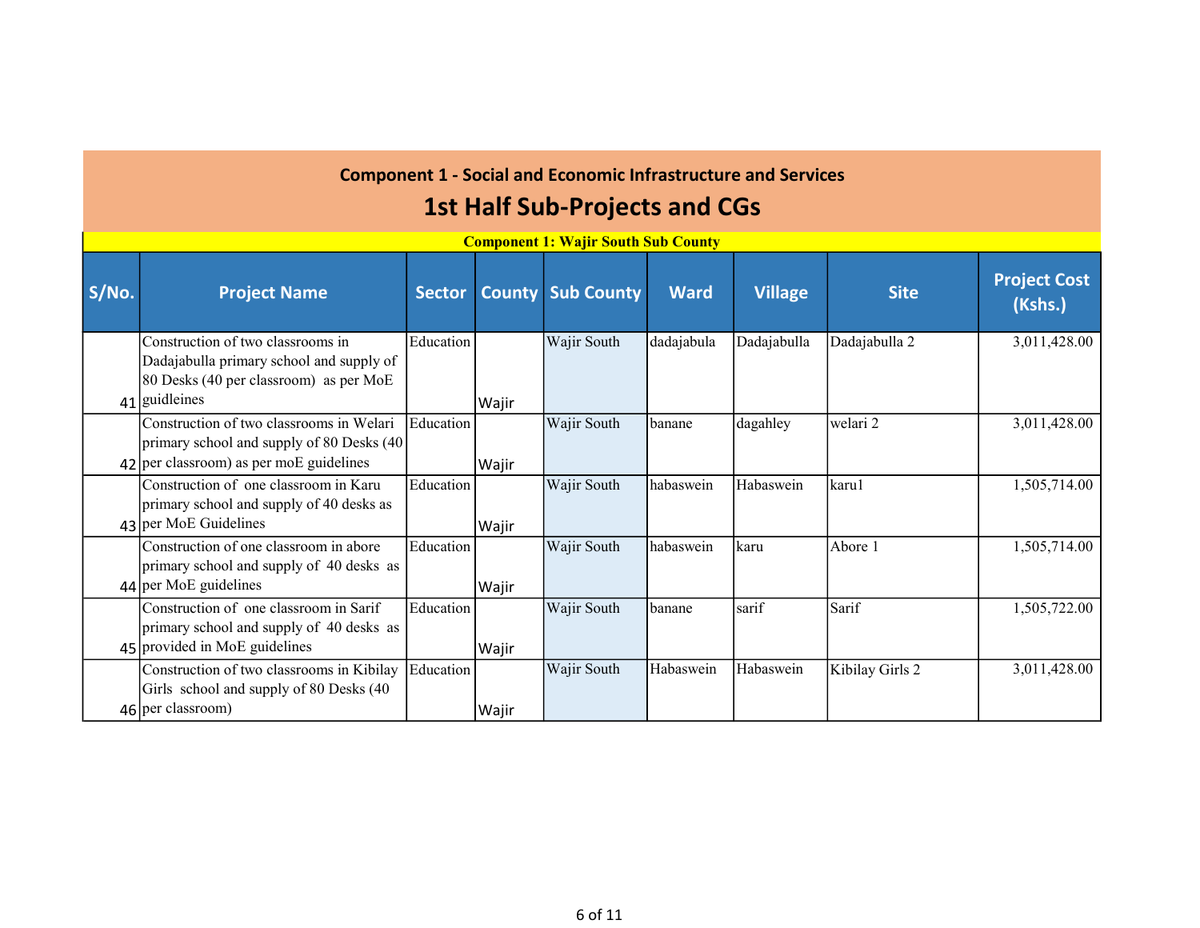## Component 1 - Social and Economic Infrastructure and Services

# 1st Half Sub-Projects and CGs

**Component 1: Wajir South Sub County**

| S/No. | Project Name | Sector | County | Sub County | Ward | Village | Site | Project Cost (Kshs.) |
|---|---|---|---|---|---|---|---|---|
| 41 | Construction of two classrooms in Dadajabulla primary school and supply of 80 Desks (40 per classroom) as per MoE guidleines | Education | Wajir | Wajir South | dadajabula | Dadajabulla | Dadajabulla 2 | 3,011,428.00 |
| 42 | Construction of two classrooms in Welari primary school and supply of 80 Desks (40 per classroom) as per moE guidelines | Education | Wajir | Wajir South | banane | dagahley | welari 2 | 3,011,428.00 |
| 43 | Construction of one classroom in Karu primary school and supply of 40 desks as per MoE Guidelines | Education | Wajir | Wajir South | habaswein | Habaswein | karu1 | 1,505,714.00 |
| 44 | Construction of one classroom in abore primary school and supply of 40 desks as per MoE guidelines | Education | Wajir | Wajir South | habaswein | karu | Abore 1 | 1,505,714.00 |
| 45 | Construction of one classroom in Sarif primary school and supply of 40 desks as provided in MoE guidelines | Education | Wajir | Wajir South | banane | sarif | Sarif | 1,505,722.00 |
| 46 | Construction of two classrooms in Kibilay Girls school and supply of 80 Desks (40 per classroom) | Education | Wajir | Wajir South | Habaswein | Habaswein | Kibilay Girls 2 | 3,011,428.00 |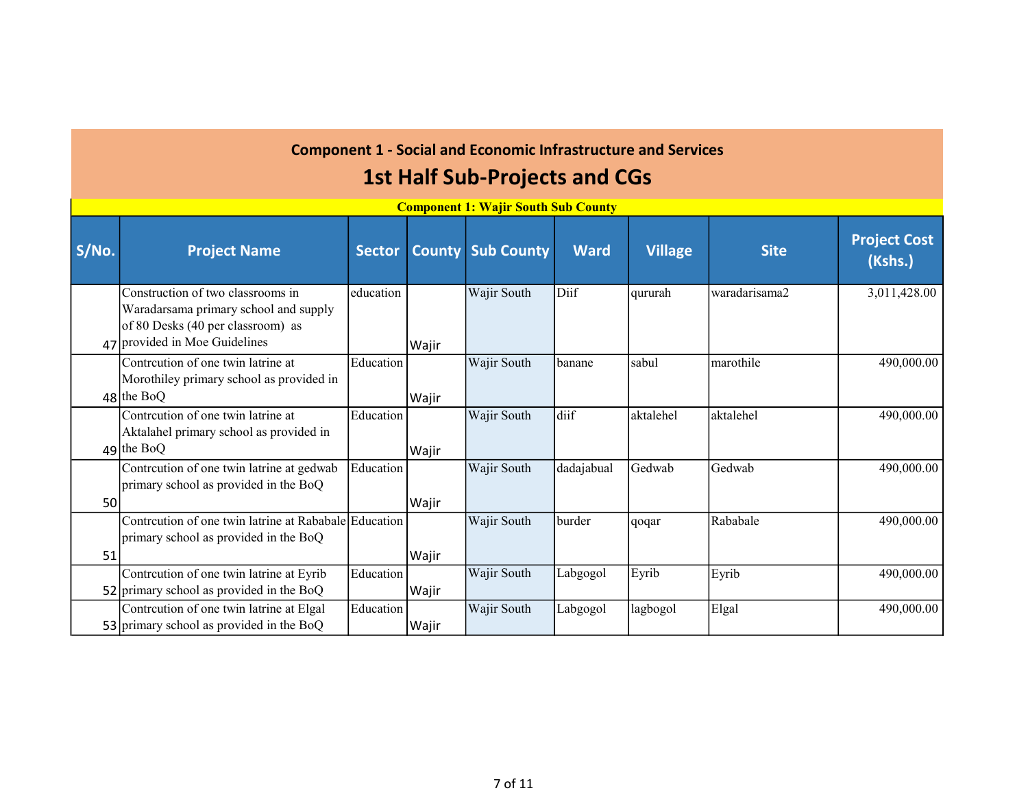## Component 1 - Social and Economic Infrastructure and Services

# 1st Half Sub-Projects and CGs

**Component 1: Wajir South Sub County**

| S/No. | Project Name | Sector | County | Sub County | Ward | Village | Site | Project Cost (Kshs.) |
|---|---|---|---|---|---|---|---|---|
| 47 | Construction of two classrooms in Waradarsama primary school and supply of 80 Desks (40 per classroom) as provided in Moe Guidelines | education | Wajir | Wajir South | Diif | qururah | waradarisama2 | 3,011,428.00 |
| 48 | Contrcution of one twin latrine at Morothiley primary school as provided in the BoQ | Education | Wajir | Wajir South | banane | sabul | marothile | 490,000.00 |
| 49 | Contrcution of one twin latrine at Aktalahel primary school as provided in the BoQ | Education | Wajir | Wajir South | diif | aktalehel | aktalehel | 490,000.00 |
| 50 | Contrcution of one twin latrine at gedwab primary school as provided in the BoQ | Education | Wajir | Wajir South | dadajabual | Gedwab | Gedwab | 490,000.00 |
| 51 | Contrcution of one twin latrine at Rababale primary school as provided in the BoQ | Education | Wajir | Wajir South | burder | qoqar | Rababale | 490,000.00 |
| 52 | Contrcution of one twin latrine at Eyrib primary school as provided in the BoQ | Education | Wajir | Wajir South | Labgogol | Eyrib | Eyrib | 490,000.00 |
| 53 | Contrcution of one twin latrine at Elgal primary school as provided in the BoQ | Education | Wajir | Wajir South | Labgogol | lagbogol | Elgal | 490,000.00 |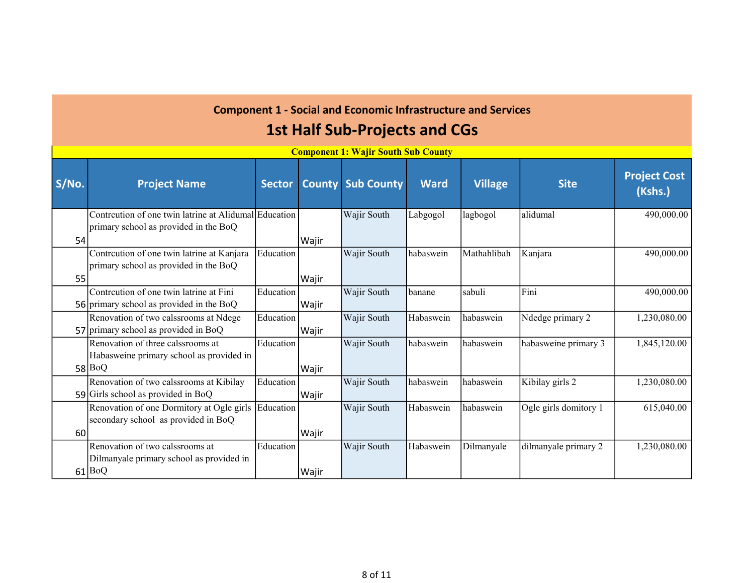## Component 1 - Social and Economic Infrastructure and Services

# 1st Half Sub-Projects and CGs

**Component 1: Wajir South Sub County**

| S/No. | Project Name | Sector | County | Sub County | Ward | Village | Site | Project Cost (Kshs.) |
|---|---|---|---|---|---|---|---|---|
| 54 | Contrcution of one twin latrine at Alidumal primary school as provided in the BoQ | Education | Wajir | Wajir South | Labgogol | lagbogol | alidumal | 490,000.00 |
| 55 | Contrcution of one twin latrine at Kanjara primary school as provided in the BoQ | Education | Wajir | Wajir South | habaswein | Mathahlibah | Kanjara | 490,000.00 |
| 56 | Contrcution of one twin latrine at Fini primary school as provided in the BoQ | Education | Wajir | Wajir South | banane | sabuli | Fini | 490,000.00 |
| 57 | Renovation of two calssrooms at Ndege primary school as provided in BoQ | Education | Wajir | Wajir South | Habaswein | habaswein | Ndedge primary 2 | 1,230,080.00 |
| 58 | Renovation of three calssrooms at Habasweine primary school as provided in BoQ | Education | Wajir | Wajir South | habaswein | habaswein | habasweine primary 3 | 1,845,120.00 |
| 59 | Renovation of two calssrooms at Kibilay Girls school as provided in BoQ | Education | Wajir | Wajir South | habaswein | habaswein | Kibilay girls 2 | 1,230,080.00 |
| 60 | Renovation of one Dormitory at Ogle girls secondary school as provided in BoQ | Education | Wajir | Wajir South | Habaswein | habaswein | Ogle girls domitory 1 | 615,040.00 |
| 61 | Renovation of two calssrooms at Dilmanyale primary school as provided in BoQ | Education | Wajir | Wajir South | Habaswein | Dilmanyale | dilmanyale primary 2 | 1,230,080.00 |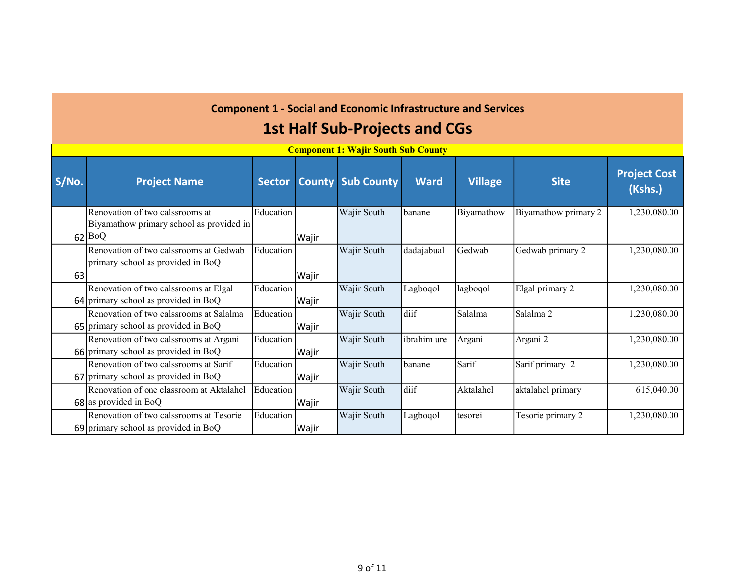## Component 1 - Social and Economic Infrastructure and Services

# 1st Half Sub-Projects and CGs

**Component 1: Wajir South Sub County**

| S/No. | Project Name | Sector | County | Sub County | Ward | Village | Site | Project Cost (Kshs.) |
|---|---|---|---|---|---|---|---|---|
| 62 | Renovation of two calssrooms at Biyamathow primary school as provided in BoQ | Education | Wajir | Wajir South | banane | Biyamathow | Biyamathow primary 2 | 1,230,080.00 |
| 63 | Renovation of two calssrooms at Gedwab primary school as provided in BoQ | Education | Wajir | Wajir South | dadajabual | Gedwab | Gedwab primary 2 | 1,230,080.00 |
| 64 | Renovation of two calssrooms at Elgal primary school as provided in BoQ | Education | Wajir | Wajir South | Lagboqol | lagboqol | Elgal primary 2 | 1,230,080.00 |
| 65 | Renovation of two calssrooms at Salalma primary school as provided in BoQ | Education | Wajir | Wajir South | diif | Salalma | Salalma 2 | 1,230,080.00 |
| 66 | Renovation of two calssrooms at Argani primary school as provided in BoQ | Education | Wajir | Wajir South | ibrahim ure | Argani | Argani 2 | 1,230,080.00 |
| 67 | Renovation of two calssrooms at Sarif primary school as provided in BoQ | Education | Wajir | Wajir South | banane | Sarif | Sarif primary 2 | 1,230,080.00 |
| 68 | Renovation of one classroom at Aktalahel as provided in BoQ | Education | Wajir | Wajir South | diif | Aktalahel | aktalahel primary | 615,040.00 |
| 69 | Renovation of two calssrooms at Tesorie primary school as provided in BoQ | Education | Wajir | Wajir South | Lagboqol | tesorei | Tesorie primary 2 | 1,230,080.00 |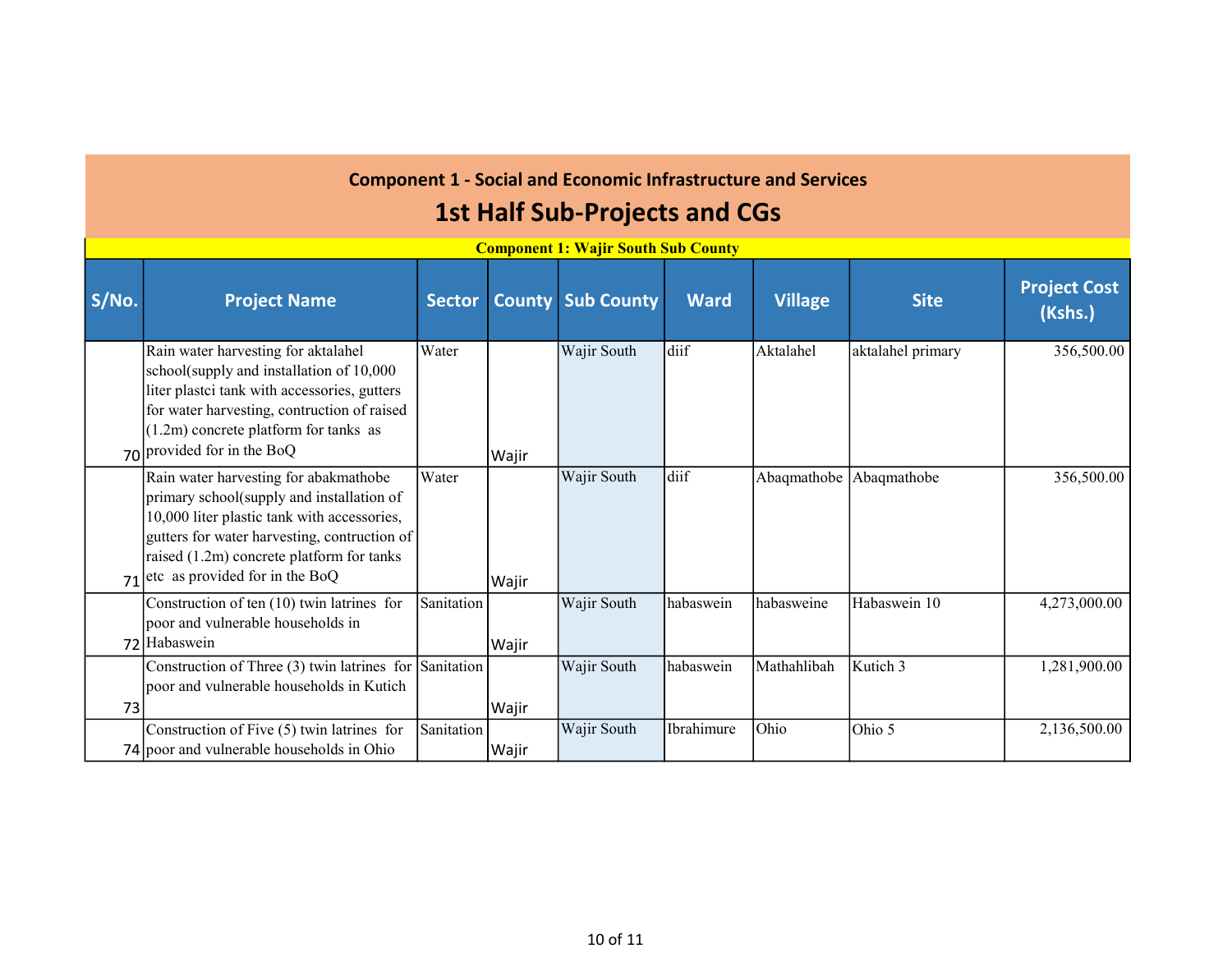## Component 1 - Social and Economic Infrastructure and Services

# 1st Half Sub-Projects and CGs

**Component 1: Wajir South Sub County**

| S/No. | Project Name | Sector | County | Sub County | Ward | Village | Site | Project Cost (Kshs.) |
|---|---|---|---|---|---|---|---|---|
| 70 | Rain water harvesting for aktalahel school(supply and installation of 10,000 liter plastci tank with accessories, gutters for water harvesting, contruction of raised (1.2m) concrete platform for tanks as provided for in the BoQ | Water | Wajir | Wajir South | diif | Aktalahel | aktalahel primary | 356,500.00 |
| 71 | Rain water harvesting for abakmathobe primary school(supply and installation of 10,000 liter plastic tank with accessories, gutters for water harvesting, contruction of raised (1.2m) concrete platform for tanks etc as provided for in the BoQ | Water | Wajir | Wajir South | diif | Abaqmathobe | Abaqmathobe | 356,500.00 |
| 72 | Construction of ten (10) twin latrines for poor and vulnerable households in Habaswein | Sanitation | Wajir | Wajir South | habaswein | habasweine | Habaswein 10 | 4,273,000.00 |
| 73 | Construction of Three (3) twin latrines for poor and vulnerable households in Kutich | Sanitation | Wajir | Wajir South | habaswein | Mathahlibah | Kutich 3 | 1,281,900.00 |
| 74 | Construction of Five (5) twin latrines for poor and vulnerable households in Ohio | Sanitation | Wajir | Wajir South | Ibrahimure | Ohio | Ohio 5 | 2,136,500.00 |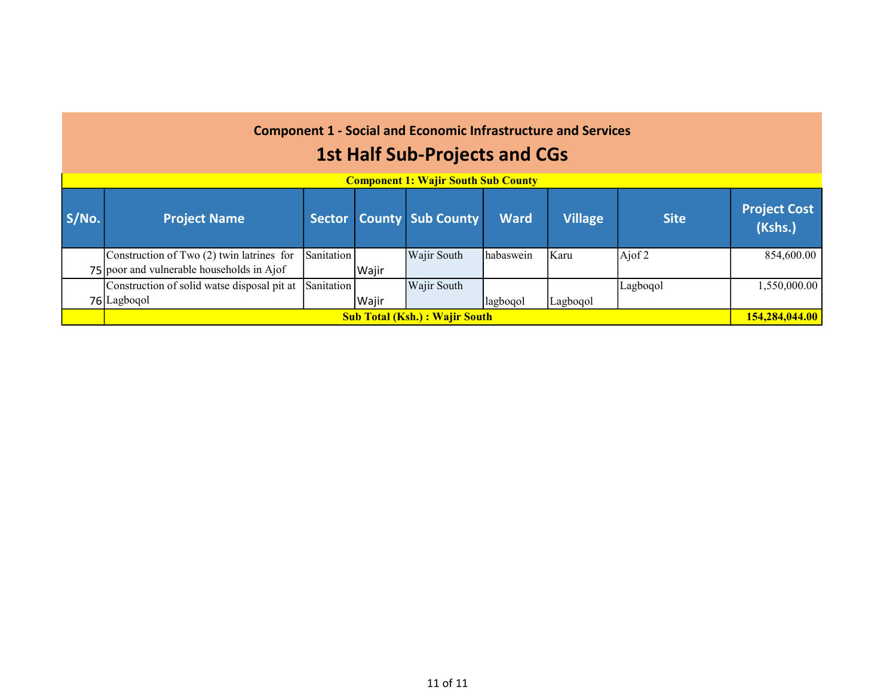## Component 1 - Social and Economic Infrastructure and Services

# 1st Half Sub-Projects and CGs

| S/No. | Project Name | Sector | County | Sub County | Ward | Village | Site | Project Cost (Kshs.) |
|---|---|---|---|---|---|---|---|---|
| **Component 1: Wajir South Sub County** | | | | | | | | |
| 75 | Construction of Two (2) twin latrines for poor and vulnerable households in Ajof | Sanitation | Wajir | Wajir South | habaswein | Karu | Ajof 2 | 854,600.00 |
| 76 | Construction of solid watse disposal pit at Lagboqol | Sanitation | Wajir | Wajir South | lagboqol | Lagboqol | Lagboqol | 1,550,000.00 |
| | **Sub Total (Ksh.) : Wajir South** | | | | | | | **154,284,044.00** |